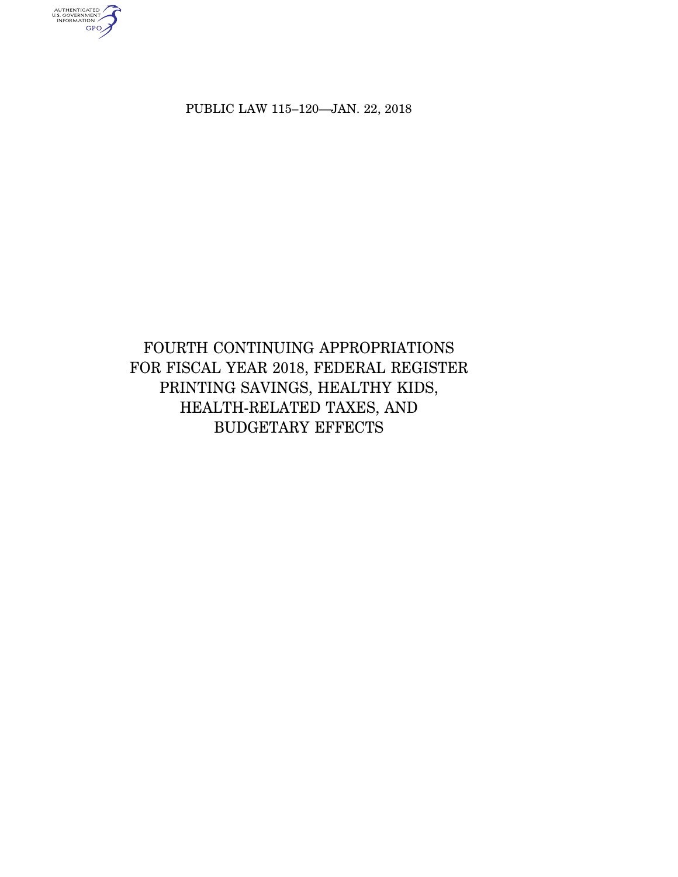PUBLIC LAW 115–120—JAN. 22, 2018

# FOURTH CONTINUING APPROPRIATIONS FOR FISCAL YEAR 2018, FEDERAL REGISTER PRINTING SAVINGS, HEALTHY KIDS, HEALTH-RELATED TAXES, AND BUDGETARY EFFECTS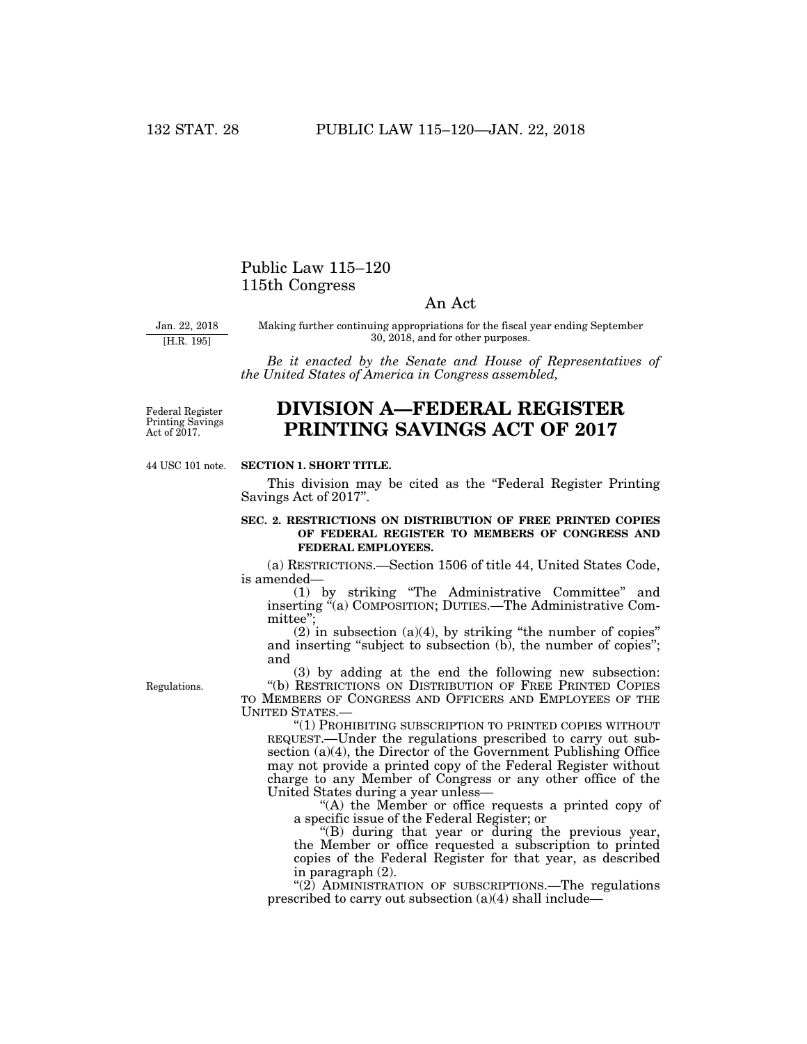# Public Law 115–120
# 115th Congress

## An Act

Jan. 22, 2018
[H.R. 195]

Making further continuing appropriations for the fiscal year ending September 30, 2018, and for other purposes.

*Be it enacted by the Senate and House of Representatives of the United States of America in Congress assembled,*

Federal Register Printing Savings Act of 2017.

# DIVISION A—FEDERAL REGISTER PRINTING SAVINGS ACT OF 2017

44 USC 101 note.

**SECTION 1. SHORT TITLE.**

This division may be cited as the "Federal Register Printing Savings Act of 2017".

**SEC. 2. RESTRICTIONS ON DISTRIBUTION OF FREE PRINTED COPIES OF FEDERAL REGISTER TO MEMBERS OF CONGRESS AND FEDERAL EMPLOYEES.**

(a) RESTRICTIONS.—Section 1506 of title 44, United States Code, is amended—

(1) by striking "The Administrative Committee" and inserting "(a) COMPOSITION; DUTIES.—The Administrative Committee";

(2) in subsection (a)(4), by striking "the number of copies" and inserting "subject to subsection (b), the number of copies"; and

(3) by adding at the end the following new subsection:

Regulations.

"(b) RESTRICTIONS ON DISTRIBUTION OF FREE PRINTED COPIES TO MEMBERS OF CONGRESS AND OFFICERS AND EMPLOYEES OF THE UNITED STATES.—

"(1) PROHIBITING SUBSCRIPTION TO PRINTED COPIES WITHOUT REQUEST.—Under the regulations prescribed to carry out subsection (a)(4), the Director of the Government Publishing Office may not provide a printed copy of the Federal Register without charge to any Member of Congress or any other office of the United States during a year unless—

"(A) the Member or office requests a printed copy of a specific issue of the Federal Register; or

"(B) during that year or during the previous year, the Member or office requested a subscription to printed copies of the Federal Register for that year, as described in paragraph (2).

"(2) ADMINISTRATION OF SUBSCRIPTIONS.—The regulations prescribed to carry out subsection (a)(4) shall include—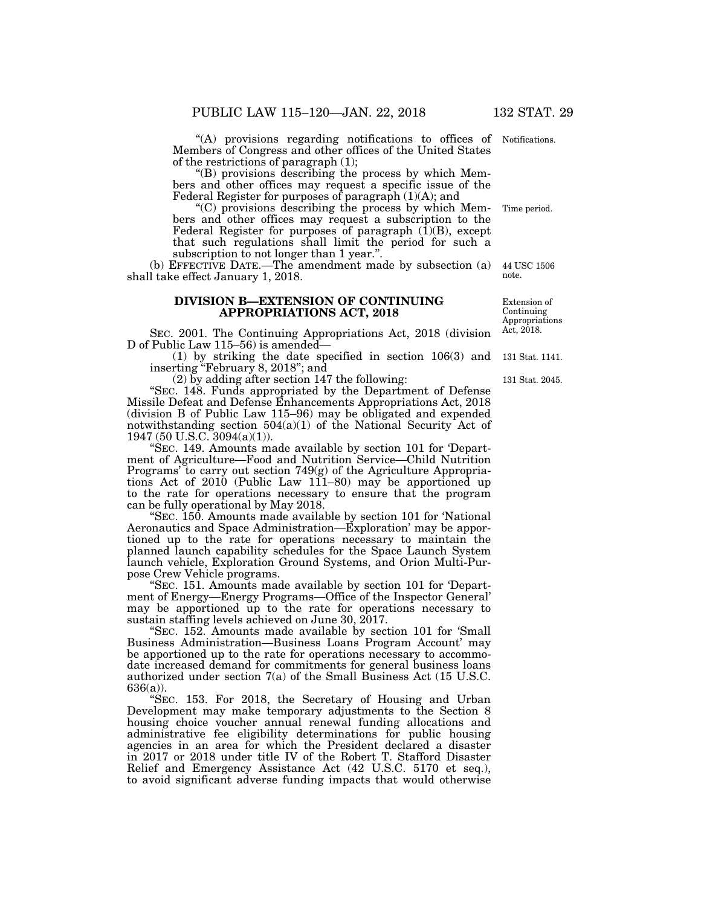"(A) provisions regarding notifications to offices of Members of Congress and other offices of the United States of the restrictions of paragraph (1);

"(B) provisions describing the process by which Members and other offices may request a specific issue of the Federal Register for purposes of paragraph (1)(A); and

"(C) provisions describing the process by which Members and other offices may request a subscription to the Federal Register for purposes of paragraph (1)(B), except that such regulations shall limit the period for such a subscription to not longer than 1 year.".

(b) EFFECTIVE DATE.—The amendment made by subsection (a) shall take effect January 1, 2018.

## DIVISION B—EXTENSION OF CONTINUING APPROPRIATIONS ACT, 2018

SEC. 2001. The Continuing Appropriations Act, 2018 (division D of Public Law 115–56) is amended—

(1) by striking the date specified in section 106(3) and inserting "February 8, 2018"; and

(2) by adding after section 147 the following:

"SEC. 148. Funds appropriated by the Department of Defense Missile Defeat and Defense Enhancements Appropriations Act, 2018 (division B of Public Law 115–96) may be obligated and expended notwithstanding section 504(a)(1) of the National Security Act of 1947 (50 U.S.C. 3094(a)(1)).

"SEC. 149. Amounts made available by section 101 for 'Department of Agriculture—Food and Nutrition Service—Child Nutrition Programs' to carry out section 749(g) of the Agriculture Appropriations Act of 2010 (Public Law 111–80) may be apportioned up to the rate for operations necessary to ensure that the program can be fully operational by May 2018.

"SEC. 150. Amounts made available by section 101 for 'National Aeronautics and Space Administration—Exploration' may be apportioned up to the rate for operations necessary to maintain the planned launch capability schedules for the Space Launch System launch vehicle, Exploration Ground Systems, and Orion Multi-Purpose Crew Vehicle programs.

"SEC. 151. Amounts made available by section 101 for 'Department of Energy—Energy Programs—Office of the Inspector General' may be apportioned up to the rate for operations necessary to sustain staffing levels achieved on June 30, 2017.

"SEC. 152. Amounts made available by section 101 for 'Small Business Administration—Business Loans Program Account' may be apportioned up to the rate for operations necessary to accommodate increased demand for commitments for general business loans authorized under section 7(a) of the Small Business Act (15 U.S.C. 636(a)).

"SEC. 153. For 2018, the Secretary of Housing and Urban Development may make temporary adjustments to the Section 8 housing choice voucher annual renewal funding allocations and administrative fee eligibility determinations for public housing agencies in an area for which the President declared a disaster in 2017 or 2018 under title IV of the Robert T. Stafford Disaster Relief and Emergency Assistance Act (42 U.S.C. 5170 et seq.), to avoid significant adverse funding impacts that would otherwise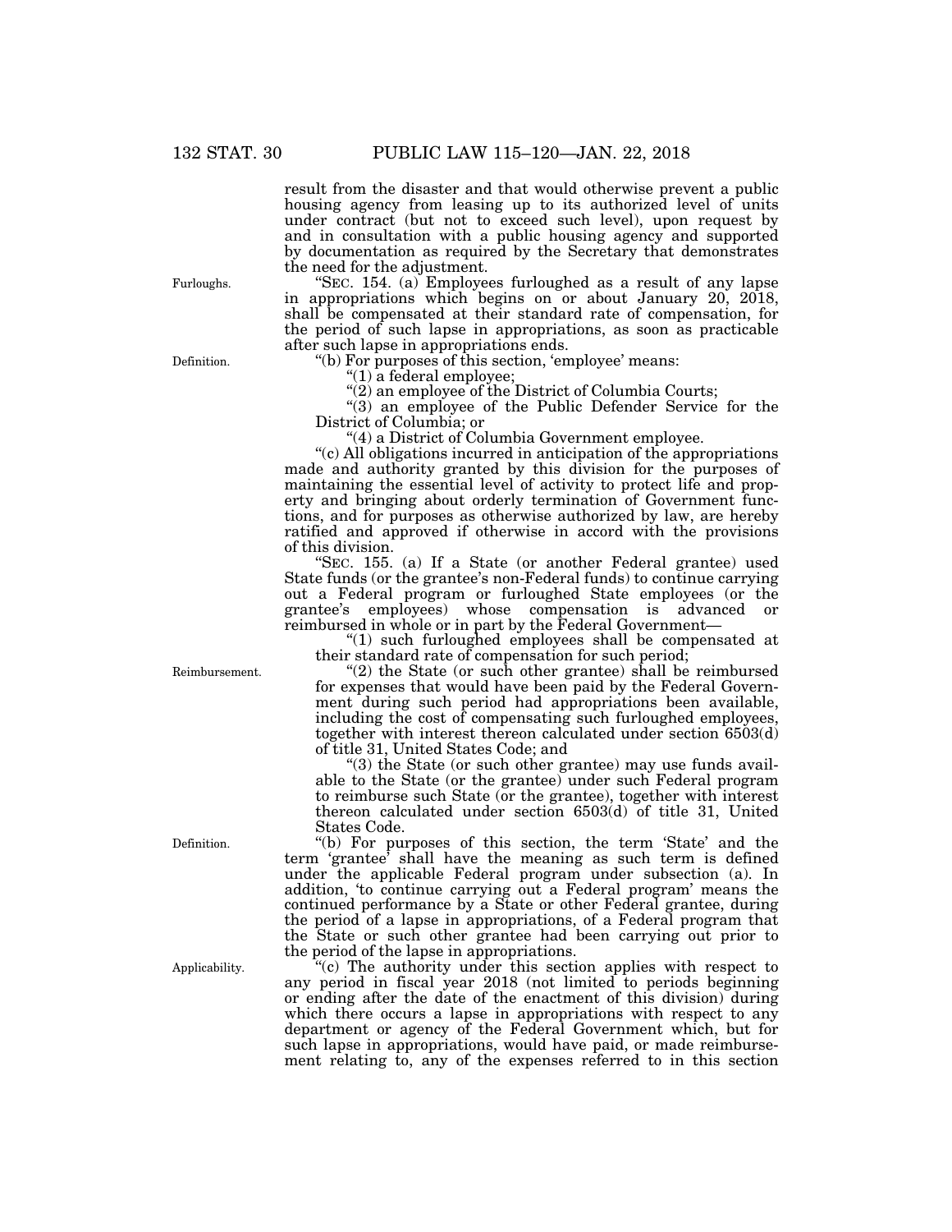result from the disaster and that would otherwise prevent a public housing agency from leasing up to its authorized level of units under contract (but not to exceed such level), upon request by and in consultation with a public housing agency and supported by documentation as required by the Secretary that demonstrates the need for the adjustment.

Furloughs.

"SEC. 154. (a) Employees furloughed as a result of any lapse in appropriations which begins on or about January 20, 2018, shall be compensated at their standard rate of compensation, for the period of such lapse in appropriations, as soon as practicable after such lapse in appropriations ends.

Definition.

"(b) For purposes of this section, 'employee' means:

"(1) a federal employee;

"(2) an employee of the District of Columbia Courts;

"(3) an employee of the Public Defender Service for the District of Columbia; or

"(4) a District of Columbia Government employee.

"(c) All obligations incurred in anticipation of the appropriations made and authority granted by this division for the purposes of maintaining the essential level of activity to protect life and property and bringing about orderly termination of Government functions, and for purposes as otherwise authorized by law, are hereby ratified and approved if otherwise in accord with the provisions of this division.

"SEC. 155. (a) If a State (or another Federal grantee) used State funds (or the grantee's non-Federal funds) to continue carrying out a Federal program or furloughed State employees (or the grantee's employees) whose compensation is advanced or reimbursed in whole or in part by the Federal Government—

"(1) such furloughed employees shall be compensated at their standard rate of compensation for such period;

Reimbursement.

"(2) the State (or such other grantee) shall be reimbursed for expenses that would have been paid by the Federal Government during such period had appropriations been available, including the cost of compensating such furloughed employees, together with interest thereon calculated under section 6503(d) of title 31, United States Code; and

"(3) the State (or such other grantee) may use funds available to the State (or the grantee) under such Federal program to reimburse such State (or the grantee), together with interest thereon calculated under section 6503(d) of title 31, United States Code.

Definition.

"(b) For purposes of this section, the term 'State' and the term 'grantee' shall have the meaning as such term is defined under the applicable Federal program under subsection (a). In addition, 'to continue carrying out a Federal program' means the continued performance by a State or other Federal grantee, during the period of a lapse in appropriations, of a Federal program that the State or such other grantee had been carrying out prior to the period of the lapse in appropriations.

Applicability.

"(c) The authority under this section applies with respect to any period in fiscal year 2018 (not limited to periods beginning or ending after the date of the enactment of this division) during which there occurs a lapse in appropriations with respect to any department or agency of the Federal Government which, but for such lapse in appropriations, would have paid, or made reimbursement relating to, any of the expenses referred to in this section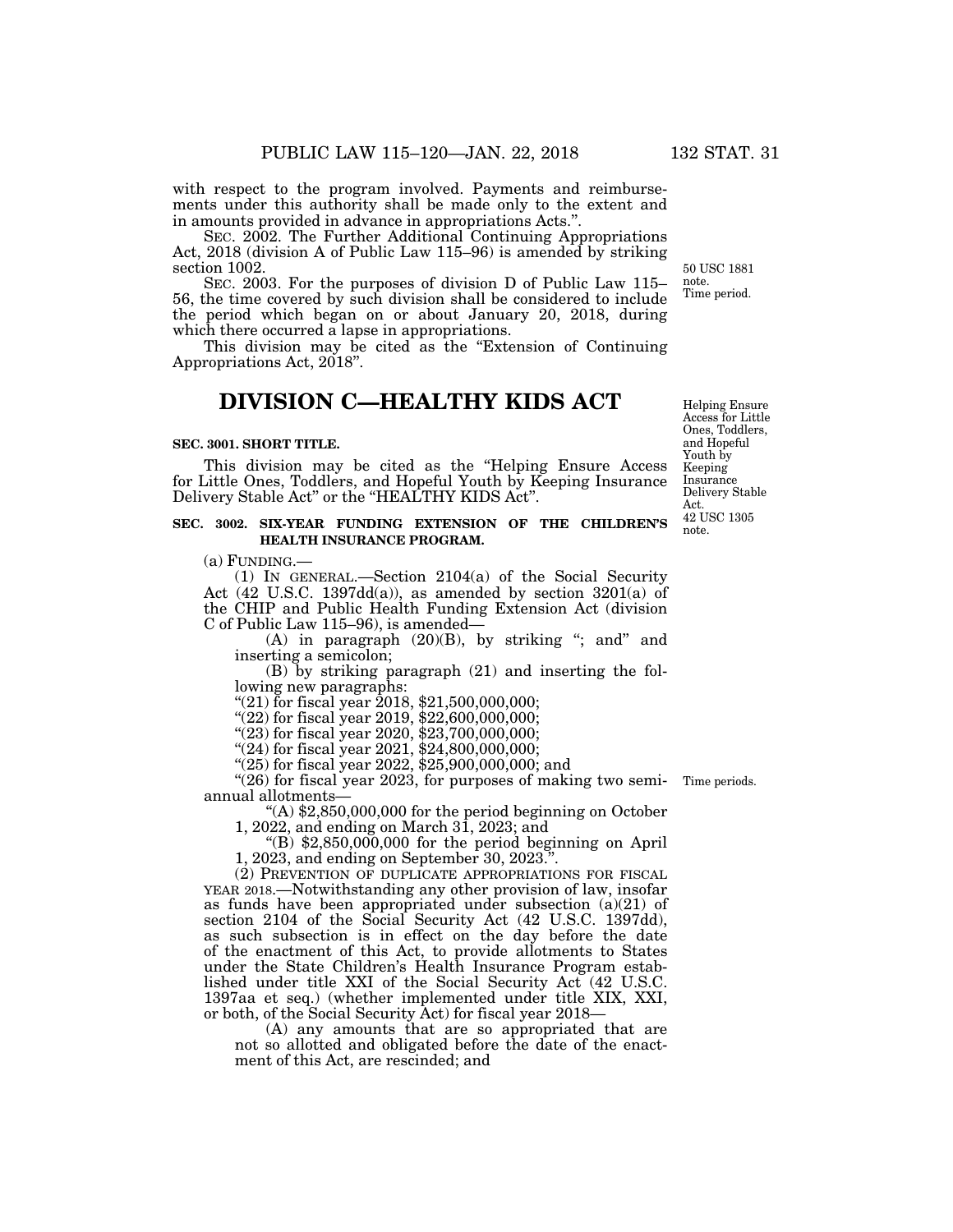with respect to the program involved. Payments and reimbursements under this authority shall be made only to the extent and in amounts provided in advance in appropriations Acts.".

SEC. 2002. The Further Additional Continuing Appropriations Act, 2018 (division A of Public Law 115–96) is amended by striking section 1002.

50 USC 1881 note. Time period.

SEC. 2003. For the purposes of division D of Public Law 115–56, the time covered by such division shall be considered to include the period which began on or about January 20, 2018, during which there occurred a lapse in appropriations.

This division may be cited as the "Extension of Continuing Appropriations Act, 2018".

# DIVISION C—HEALTHY KIDS ACT

Helping Ensure Access for Little Ones, Toddlers, and Hopeful Youth by Keeping Insurance Delivery Stable Act. 42 USC 1305 note.

**SEC. 3001. SHORT TITLE.**

This division may be cited as the "Helping Ensure Access for Little Ones, Toddlers, and Hopeful Youth by Keeping Insurance Delivery Stable Act" or the "HEALTHY KIDS Act".

**SEC. 3002. SIX-YEAR FUNDING EXTENSION OF THE CHILDREN'S HEALTH INSURANCE PROGRAM.**

(a) FUNDING.—

(1) IN GENERAL.—Section 2104(a) of the Social Security Act (42 U.S.C. 1397dd(a)), as amended by section 3201(a) of the CHIP and Public Health Funding Extension Act (division C of Public Law 115–96), is amended—

(A) in paragraph (20)(B), by striking "; and" and inserting a semicolon;

(B) by striking paragraph (21) and inserting the following new paragraphs:

"(21) for fiscal year 2018, $21,500,000,000;

"(22) for fiscal year 2019, $22,600,000,000;

"(23) for fiscal year 2020, $23,700,000,000;

"(24) for fiscal year 2021, $24,800,000,000;

"(25) for fiscal year 2022, $25,900,000,000; and

Time periods.

"(26) for fiscal year 2023, for purposes of making two semi-annual allotments—

"(A) $2,850,000,000 for the period beginning on October 1, 2022, and ending on March 31, 2023; and

"(B) $2,850,000,000 for the period beginning on April 1, 2023, and ending on September 30, 2023.".

(2) PREVENTION OF DUPLICATE APPROPRIATIONS FOR FISCAL YEAR 2018.—Notwithstanding any other provision of law, insofar as funds have been appropriated under subsection (a)(21) of section 2104 of the Social Security Act (42 U.S.C. 1397dd), as such subsection is in effect on the day before the date of the enactment of this Act, to provide allotments to States under the State Children's Health Insurance Program established under title XXI of the Social Security Act (42 U.S.C. 1397aa et seq.) (whether implemented under title XIX, XXI, or both, of the Social Security Act) for fiscal year 2018—

(A) any amounts that are so appropriated that are not so allotted and obligated before the date of the enactment of this Act, are rescinded; and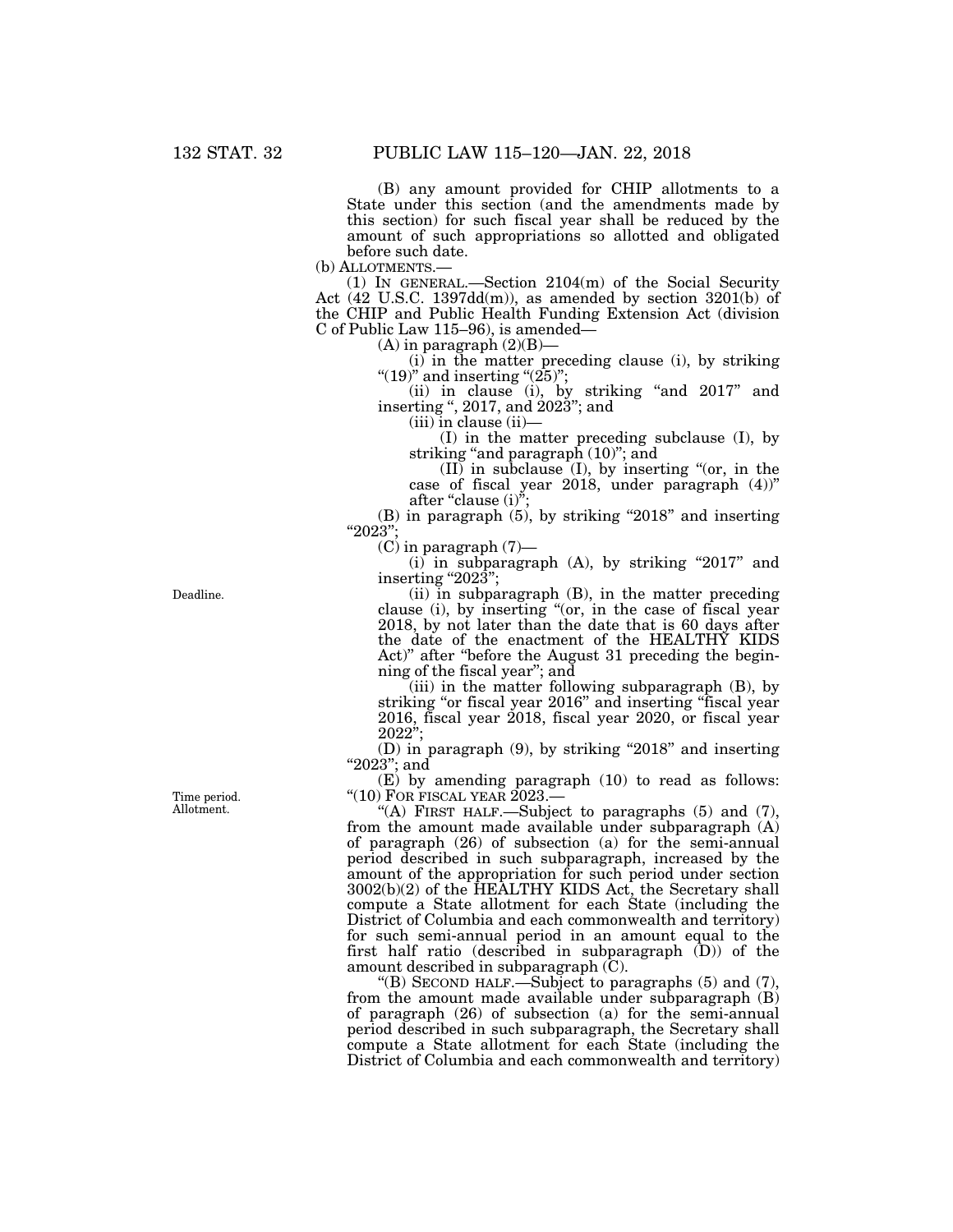(B) any amount provided for CHIP allotments to a State under this section (and the amendments made by this section) for such fiscal year shall be reduced by the amount of such appropriations so allotted and obligated before such date.

(b) ALLOTMENTS.—

(1) IN GENERAL.—Section 2104(m) of the Social Security Act (42 U.S.C. 1397dd(m)), as amended by section 3201(b) of the CHIP and Public Health Funding Extension Act (division C of Public Law 115–96), is amended—

(A) in paragraph (2)(B)—

(i) in the matter preceding clause (i), by striking "(19)" and inserting "(25)";

(ii) in clause (i), by striking "and 2017" and inserting ", 2017, and 2023"; and

(iii) in clause (ii)—

(I) in the matter preceding subclause (I), by striking "and paragraph (10)"; and

(II) in subclause (I), by inserting "(or, in the case of fiscal year 2018, under paragraph (4))" after "clause (i)";

(B) in paragraph (5), by striking "2018" and inserting "2023";

(C) in paragraph (7)—

(i) in subparagraph (A), by striking "2017" and inserting "2023";

Deadline.

(ii) in subparagraph (B), in the matter preceding clause (i), by inserting "(or, in the case of fiscal year 2018, by not later than the date that is 60 days after the date of the enactment of the HEALTHY KIDS Act)" after "before the August 31 preceding the beginning of the fiscal year"; and

(iii) in the matter following subparagraph (B), by striking "or fiscal year 2016" and inserting "fiscal year 2016, fiscal year 2018, fiscal year 2020, or fiscal year 2022";

(D) in paragraph (9), by striking "2018" and inserting "2023"; and

(E) by amending paragraph (10) to read as follows:

Time period. Allotment.

"(10) FOR FISCAL YEAR 2023.—

"(A) FIRST HALF.—Subject to paragraphs (5) and (7), from the amount made available under subparagraph (A) of paragraph (26) of subsection (a) for the semi-annual period described in such subparagraph, increased by the amount of the appropriation for such period under section 3002(b)(2) of the HEALTHY KIDS Act, the Secretary shall compute a State allotment for each State (including the District of Columbia and each commonwealth and territory) for such semi-annual period in an amount equal to the first half ratio (described in subparagraph (D)) of the amount described in subparagraph (C).

"(B) SECOND HALF.—Subject to paragraphs (5) and (7), from the amount made available under subparagraph (B) of paragraph (26) of subsection (a) for the semi-annual period described in such subparagraph, the Secretary shall compute a State allotment for each State (including the District of Columbia and each commonwealth and territory)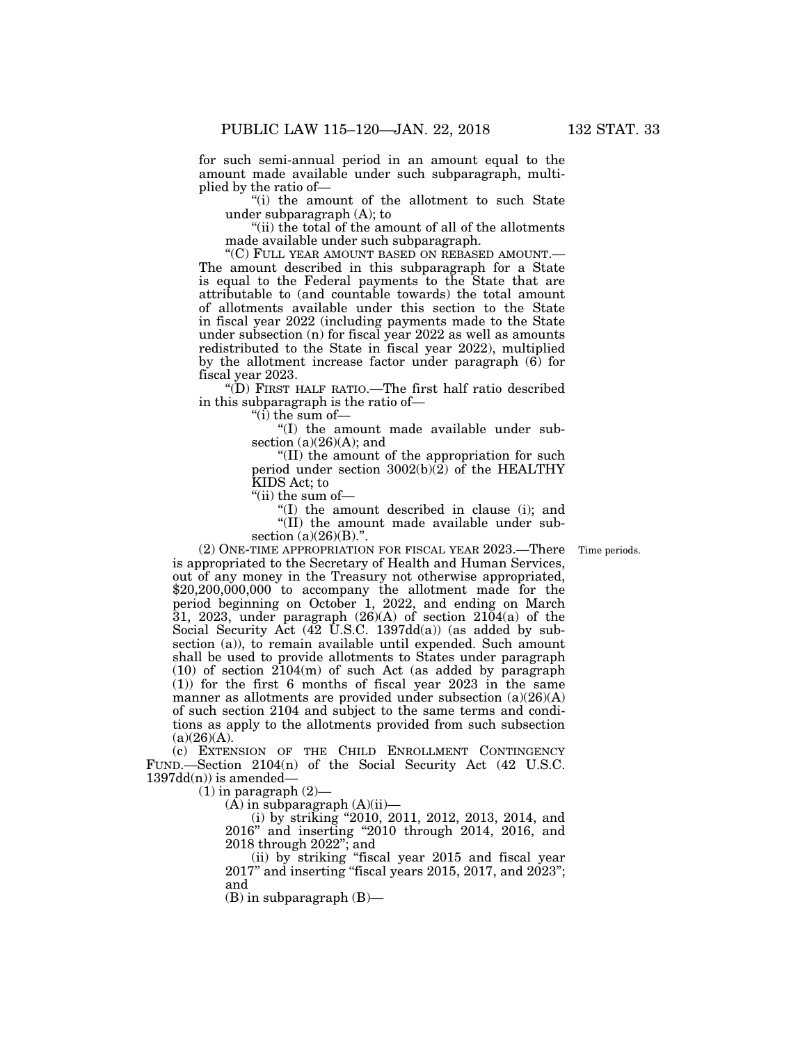for such semi-annual period in an amount equal to the amount made available under such subparagraph, multiplied by the ratio of—

"(i) the amount of the allotment to such State under subparagraph (A); to

"(ii) the total of the amount of all of the allotments made available under such subparagraph.

"(C) FULL YEAR AMOUNT BASED ON REBASED AMOUNT.— The amount described in this subparagraph for a State is equal to the Federal payments to the State that are attributable to (and countable towards) the total amount of allotments available under this section to the State in fiscal year 2022 (including payments made to the State under subsection (n) for fiscal year 2022 as well as amounts redistributed to the State in fiscal year 2022), multiplied by the allotment increase factor under paragraph (6) for fiscal year 2023.

"(D) FIRST HALF RATIO.—The first half ratio described in this subparagraph is the ratio of—

"(i) the sum of—

"(I) the amount made available under subsection (a)(26)(A); and

"(II) the amount of the appropriation for such period under section 3002(b)(2) of the HEALTHY KIDS Act; to

"(ii) the sum of—

"(I) the amount described in clause (i); and

"(II) the amount made available under subsection (a)(26)(B).".

(2) ONE-TIME APPROPRIATION FOR FISCAL YEAR 2023.—There is appropriated to the Secretary of Health and Human Services, out of any money in the Treasury not otherwise appropriated, $20,200,000,000 to accompany the allotment made for the period beginning on October 1, 2022, and ending on March 31, 2023, under paragraph (26)(A) of section 2104(a) of the Social Security Act (42 U.S.C. 1397dd(a)) (as added by subsection (a)), to remain available until expended. Such amount shall be used to provide allotments to States under paragraph (10) of section 2104(m) of such Act (as added by paragraph (1)) for the first 6 months of fiscal year 2023 in the same manner as allotments are provided under subsection (a)(26)(A) of such section 2104 and subject to the same terms and conditions as apply to the allotments provided from such subsection (a)(26)(A).

Time periods.

(c) EXTENSION OF THE CHILD ENROLLMENT CONTINGENCY FUND.—Section 2104(n) of the Social Security Act (42 U.S.C. 1397dd(n)) is amended—

(1) in paragraph (2)—

(A) in subparagraph (A)(ii)—

(i) by striking "2010, 2011, 2012, 2013, 2014, and 2016" and inserting "2010 through 2014, 2016, and 2018 through 2022"; and

(ii) by striking "fiscal year 2015 and fiscal year 2017" and inserting "fiscal years 2015, 2017, and 2023"; and

(B) in subparagraph (B)—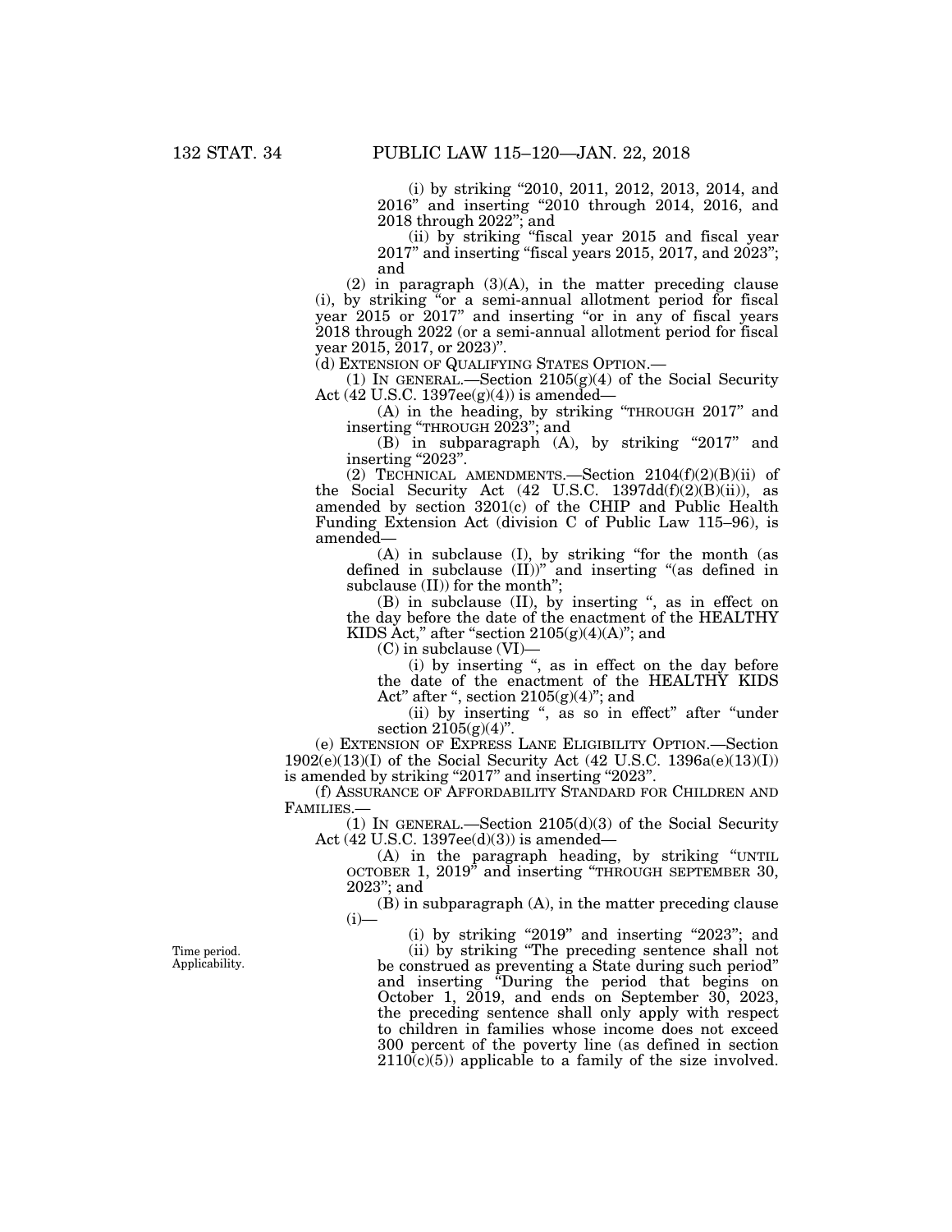(i) by striking "2010, 2011, 2012, 2013, 2014, and 2016" and inserting "2010 through 2014, 2016, and 2018 through 2022"; and

(ii) by striking "fiscal year 2015 and fiscal year 2017" and inserting "fiscal years 2015, 2017, and 2023"; and

(2) in paragraph (3)(A), in the matter preceding clause (i), by striking "or a semi-annual allotment period for fiscal year 2015 or 2017" and inserting "or in any of fiscal years 2018 through 2022 (or a semi-annual allotment period for fiscal year 2015, 2017, or 2023)".

(d) EXTENSION OF QUALIFYING STATES OPTION.—

(1) IN GENERAL.—Section 2105(g)(4) of the Social Security Act (42 U.S.C. 1397ee(g)(4)) is amended—

(A) in the heading, by striking "THROUGH 2017" and inserting "THROUGH 2023"; and

(B) in subparagraph (A), by striking "2017" and inserting "2023".

(2) TECHNICAL AMENDMENTS.—Section 2104(f)(2)(B)(ii) of the Social Security Act (42 U.S.C. 1397dd(f)(2)(B)(ii)), as amended by section 3201(c) of the CHIP and Public Health Funding Extension Act (division C of Public Law 115–96), is amended—

(A) in subclause (I), by striking "for the month (as defined in subclause (II))" and inserting "(as defined in subclause (II)) for the month";

(B) in subclause (II), by inserting ", as in effect on the day before the date of the enactment of the HEALTHY KIDS Act," after "section 2105(g)(4)(A)"; and

(C) in subclause (VI)—

(i) by inserting ", as in effect on the day before the date of the enactment of the HEALTHY KIDS Act" after ", section 2105(g)(4)"; and

(ii) by inserting ", as so in effect" after "under section 2105(g)(4)".

(e) EXTENSION OF EXPRESS LANE ELIGIBILITY OPTION.—Section 1902(e)(13)(I) of the Social Security Act (42 U.S.C. 1396a(e)(13)(I)) is amended by striking "2017" and inserting "2023".

(f) ASSURANCE OF AFFORDABILITY STANDARD FOR CHILDREN AND FAMILIES.—

(1) IN GENERAL.—Section 2105(d)(3) of the Social Security Act (42 U.S.C. 1397ee(d)(3)) is amended—

(A) in the paragraph heading, by striking "UNTIL OCTOBER 1, 2019" and inserting "THROUGH SEPTEMBER 30, 2023"; and

(B) in subparagraph (A), in the matter preceding clause (i)—

(i) by striking "2019" and inserting "2023"; and

Time period. Applicability.

(ii) by striking "The preceding sentence shall not be construed as preventing a State during such period" and inserting "During the period that begins on October 1, 2019, and ends on September 30, 2023, the preceding sentence shall only apply with respect to children in families whose income does not exceed 300 percent of the poverty line (as defined in section 2110(c)(5)) applicable to a family of the size involved.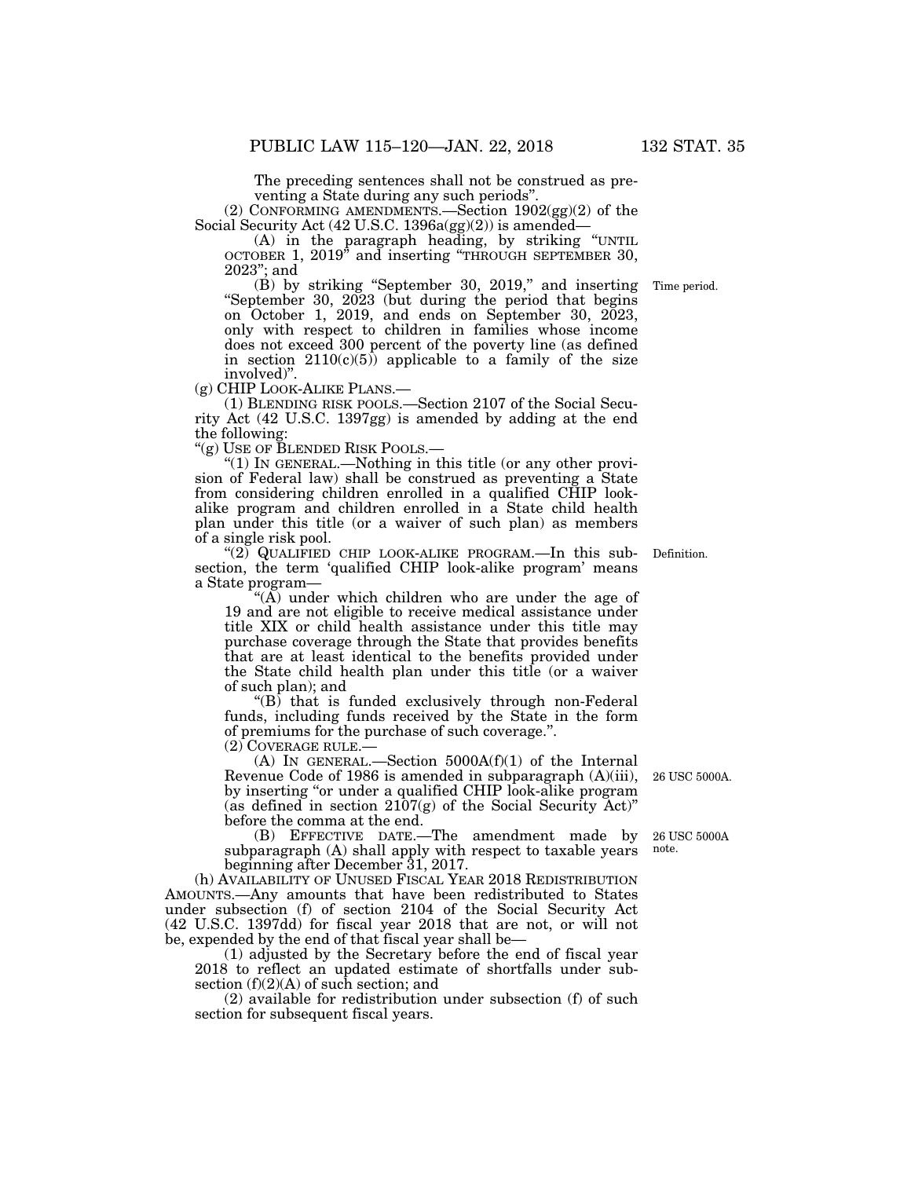The preceding sentences shall not be construed as preventing a State during any such periods".

(2) CONFORMING AMENDMENTS.—Section 1902(gg)(2) of the Social Security Act (42 U.S.C. 1396a(gg)(2)) is amended—

(A) in the paragraph heading, by striking "UNTIL OCTOBER 1, 2019" and inserting "THROUGH SEPTEMBER 30, 2023"; and

(B) by striking "September 30, 2019," and inserting "September 30, 2023 (but during the period that begins on October 1, 2019, and ends on September 30, 2023, only with respect to children in families whose income does not exceed 300 percent of the poverty line (as defined in section 2110(c)(5)) applicable to a family of the size involved)".

Time period.

(g) CHIP LOOK-ALIKE PLANS.—

(1) BLENDING RISK POOLS.—Section 2107 of the Social Security Act (42 U.S.C. 1397gg) is amended by adding at the end the following:

"(g) USE OF BLENDED RISK POOLS.—

"(1) IN GENERAL.—Nothing in this title (or any other provision of Federal law) shall be construed as preventing a State from considering children enrolled in a qualified CHIP look-alike program and children enrolled in a State child health plan under this title (or a waiver of such plan) as members of a single risk pool.

"(2) QUALIFIED CHIP LOOK-ALIKE PROGRAM.—In this subsection, the term 'qualified CHIP look-alike program' means a State program—

Definition.

"(A) under which children who are under the age of 19 and are not eligible to receive medical assistance under title XIX or child health assistance under this title may purchase coverage through the State that provides benefits that are at least identical to the benefits provided under the State child health plan under this title (or a waiver of such plan); and

"(B) that is funded exclusively through non-Federal funds, including funds received by the State in the form of premiums for the purchase of such coverage.".

(2) COVERAGE RULE.—

(A) IN GENERAL.—Section 5000A(f)(1) of the Internal Revenue Code of 1986 is amended in subparagraph (A)(iii), by inserting "or under a qualified CHIP look-alike program (as defined in section 2107(g) of the Social Security Act)" before the comma at the end.

26 USC 5000A.

(B) EFFECTIVE DATE.—The amendment made by subparagraph (A) shall apply with respect to taxable years beginning after December 31, 2017.

26 USC 5000A note.

(h) AVAILABILITY OF UNUSED FISCAL YEAR 2018 REDISTRIBUTION AMOUNTS.—Any amounts that have been redistributed to States under subsection (f) of section 2104 of the Social Security Act (42 U.S.C. 1397dd) for fiscal year 2018 that are not, or will not be, expended by the end of that fiscal year shall be—

(1) adjusted by the Secretary before the end of fiscal year 2018 to reflect an updated estimate of shortfalls under subsection (f)(2)(A) of such section; and

(2) available for redistribution under subsection (f) of such section for subsequent fiscal years.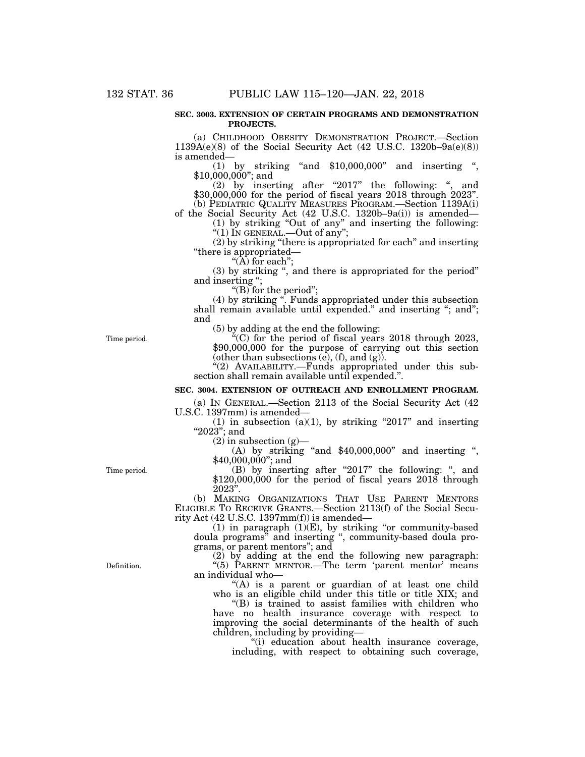**SEC. 3003. EXTENSION OF CERTAIN PROGRAMS AND DEMONSTRATION PROJECTS.**

(a) CHILDHOOD OBESITY DEMONSTRATION PROJECT.—Section 1139A(e)(8) of the Social Security Act (42 U.S.C. 1320b–9a(e)(8)) is amended—

(1) by striking "and $10,000,000" and inserting ", $10,000,000"; and

(2) by inserting after "2017" the following: ", and $30,000,000 for the period of fiscal years 2018 through 2023".

(b) PEDIATRIC QUALITY MEASURES PROGRAM.—Section 1139A(i) of the Social Security Act (42 U.S.C. 1320b–9a(i)) is amended—

(1) by striking "Out of any" and inserting the following: "(1) IN GENERAL.—Out of any";

(2) by striking "there is appropriated for each" and inserting "there is appropriated—

"(A) for each";

(3) by striking ", and there is appropriated for the period" and inserting ";

"(B) for the period";

(4) by striking ". Funds appropriated under this subsection shall remain available until expended." and inserting "; and"; and

(5) by adding at the end the following:

Time period.

"(C) for the period of fiscal years 2018 through 2023, $90,000,000 for the purpose of carrying out this section (other than subsections (e), (f), and (g)).

"(2) AVAILABILITY.—Funds appropriated under this subsection shall remain available until expended.".

**SEC. 3004. EXTENSION OF OUTREACH AND ENROLLMENT PROGRAM.**

(a) IN GENERAL.—Section 2113 of the Social Security Act (42 U.S.C. 1397mm) is amended—

(1) in subsection (a)(1), by striking "2017" and inserting "2023"; and

(2) in subsection (g)—

(A) by striking "and $40,000,000" and inserting ", $40,000,000"; and

Time period.

(B) by inserting after "2017" the following: ", and $120,000,000 for the period of fiscal years 2018 through 2023".

(b) MAKING ORGANIZATIONS THAT USE PARENT MENTORS ELIGIBLE TO RECEIVE GRANTS.—Section 2113(f) of the Social Security Act (42 U.S.C. 1397mm(f)) is amended—

(1) in paragraph (1)(E), by striking "or community-based doula programs" and inserting ", community-based doula programs, or parent mentors"; and

(2) by adding at the end the following new paragraph:

Definition.

"(5) PARENT MENTOR.—The term 'parent mentor' means an individual who—

"(A) is a parent or guardian of at least one child who is an eligible child under this title or title XIX; and

"(B) is trained to assist families with children who have no health insurance coverage with respect to improving the social determinants of the health of such children, including by providing—

"(i) education about health insurance coverage, including, with respect to obtaining such coverage,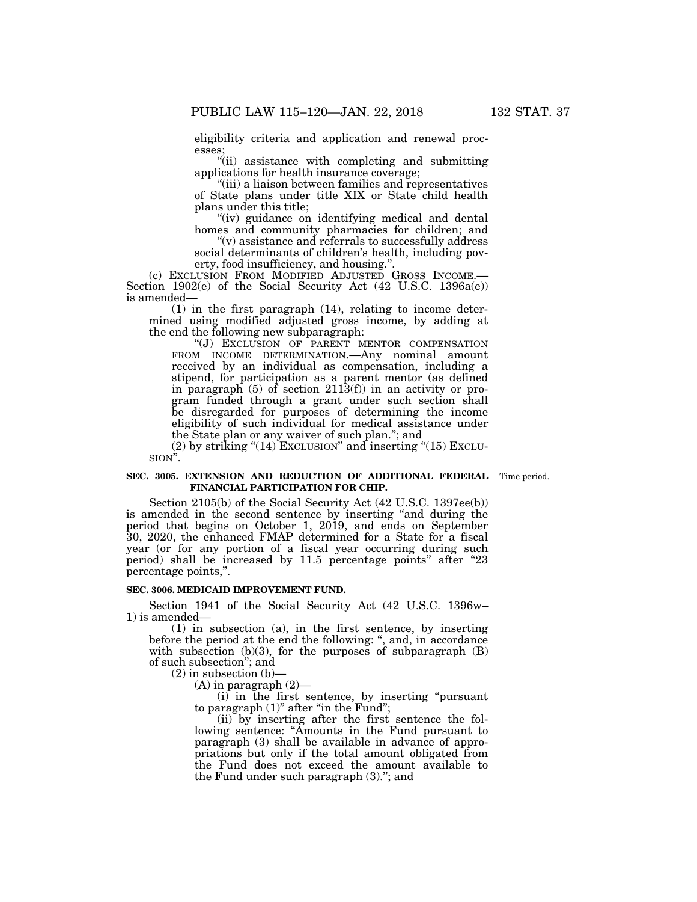eligibility criteria and application and renewal processes;

"(ii) assistance with completing and submitting applications for health insurance coverage;

"(iii) a liaison between families and representatives of State plans under title XIX or State child health plans under this title;

"(iv) guidance on identifying medical and dental homes and community pharmacies for children; and

"(v) assistance and referrals to successfully address social determinants of children's health, including poverty, food insufficiency, and housing.".

(c) EXCLUSION FROM MODIFIED ADJUSTED GROSS INCOME.—Section 1902(e) of the Social Security Act (42 U.S.C. 1396a(e)) is amended—

(1) in the first paragraph (14), relating to income determined using modified adjusted gross income, by adding at the end the following new subparagraph:

"(J) EXCLUSION OF PARENT MENTOR COMPENSATION FROM INCOME DETERMINATION.—Any nominal amount received by an individual as compensation, including a stipend, for participation as a parent mentor (as defined in paragraph (5) of section 2113(f)) in an activity or program funded through a grant under such section shall be disregarded for purposes of determining the income eligibility of such individual for medical assistance under the State plan or any waiver of such plan."; and

(2) by striking "(14) EXCLUSION" and inserting "(15) EXCLUSION".

**SEC. 3005. EXTENSION AND REDUCTION OF ADDITIONAL FEDERAL FINANCIAL PARTICIPATION FOR CHIP.**

Time period.

Section 2105(b) of the Social Security Act (42 U.S.C. 1397ee(b)) is amended in the second sentence by inserting "and during the period that begins on October 1, 2019, and ends on September 30, 2020, the enhanced FMAP determined for a State for a fiscal year (or for any portion of a fiscal year occurring during such period) shall be increased by 11.5 percentage points" after "23 percentage points,".

**SEC. 3006. MEDICAID IMPROVEMENT FUND.**

Section 1941 of the Social Security Act (42 U.S.C. 1396w–1) is amended—

(1) in subsection (a), in the first sentence, by inserting before the period at the end the following: ", and, in accordance with subsection (b)(3), for the purposes of subparagraph (B) of such subsection"; and

(2) in subsection (b)—

(A) in paragraph (2)—

(i) in the first sentence, by inserting "pursuant to paragraph (1)" after "in the Fund";

(ii) by inserting after the first sentence the following sentence: "Amounts in the Fund pursuant to paragraph (3) shall be available in advance of appropriations but only if the total amount obligated from the Fund does not exceed the amount available to the Fund under such paragraph (3)."; and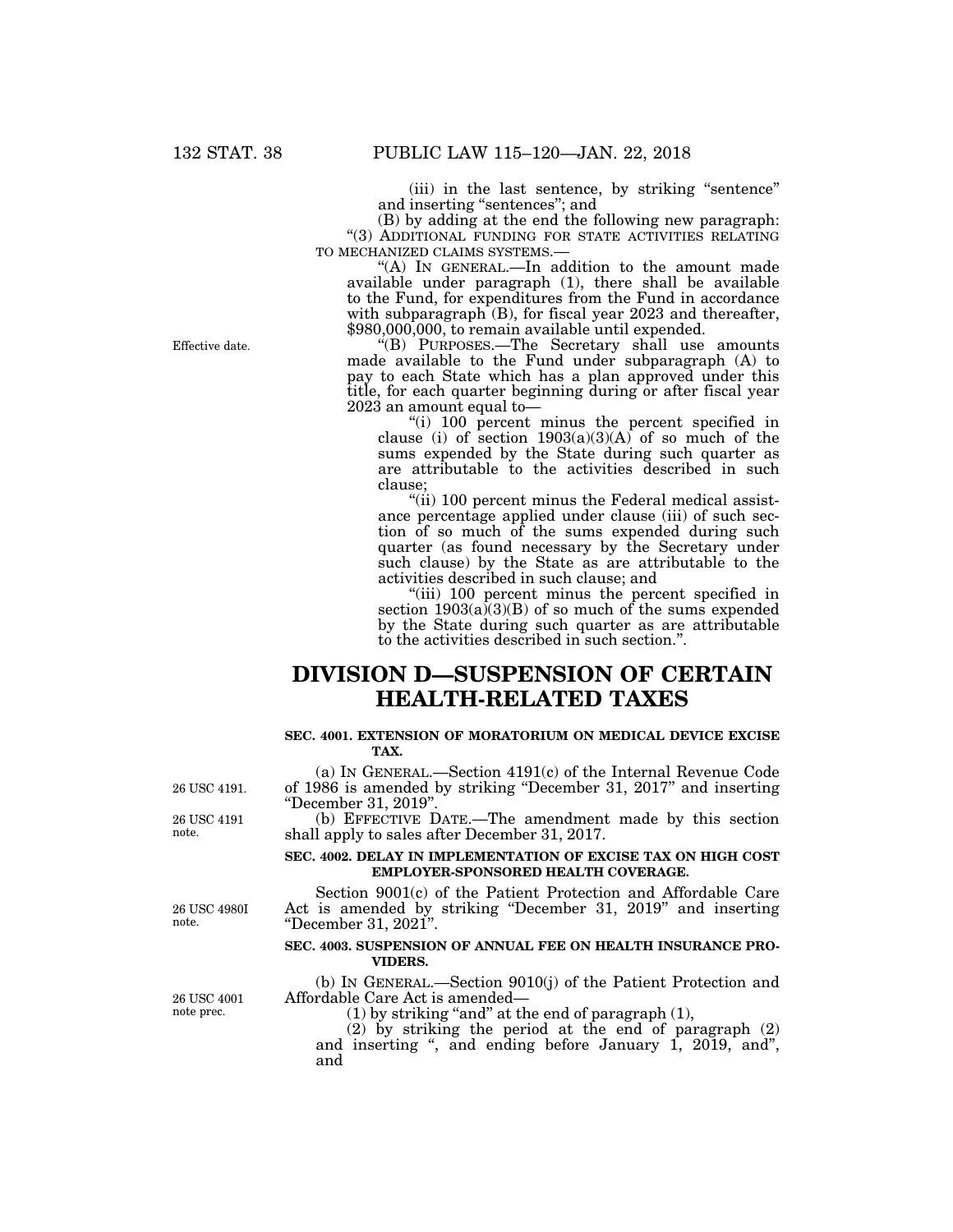(iii) in the last sentence, by striking "sentence" and inserting "sentences"; and

(B) by adding at the end the following new paragraph:

"(3) ADDITIONAL FUNDING FOR STATE ACTIVITIES RELATING TO MECHANIZED CLAIMS SYSTEMS.—

"(A) IN GENERAL.—In addition to the amount made available under paragraph (1), there shall be available to the Fund, for expenditures from the Fund in accordance with subparagraph (B), for fiscal year 2023 and thereafter, $980,000,000, to remain available until expended.

Effective date.

"(B) PURPOSES.—The Secretary shall use amounts made available to the Fund under subparagraph (A) to pay to each State which has a plan approved under this title, for each quarter beginning during or after fiscal year 2023 an amount equal to—

"(i) 100 percent minus the percent specified in clause (i) of section 1903(a)(3)(A) of so much of the sums expended by the State during such quarter as are attributable to the activities described in such clause;

"(ii) 100 percent minus the Federal medical assistance percentage applied under clause (iii) of such section of so much of the sums expended during such quarter (as found necessary by the Secretary under such clause) by the State as are attributable to the activities described in such clause; and

"(iii) 100 percent minus the percent specified in section 1903(a)(3)(B) of so much of the sums expended by the State during such quarter as are attributable to the activities described in such section.".

# DIVISION D—SUSPENSION OF CERTAIN HEALTH-RELATED TAXES

### SEC. 4001. EXTENSION OF MORATORIUM ON MEDICAL DEVICE EXCISE TAX.

26 USC 4191.

(a) IN GENERAL.—Section 4191(c) of the Internal Revenue Code of 1986 is amended by striking "December 31, 2017" and inserting "December 31, 2019".

26 USC 4191 note.

(b) EFFECTIVE DATE.—The amendment made by this section shall apply to sales after December 31, 2017.

### SEC. 4002. DELAY IN IMPLEMENTATION OF EXCISE TAX ON HIGH COST EMPLOYER-SPONSORED HEALTH COVERAGE.

26 USC 4980I note.

Section 9001(c) of the Patient Protection and Affordable Care Act is amended by striking "December 31, 2019" and inserting "December 31, 2021".

### SEC. 4003. SUSPENSION OF ANNUAL FEE ON HEALTH INSURANCE PROVIDERS.

26 USC 4001 note prec.

(b) IN GENERAL.—Section 9010(j) of the Patient Protection and Affordable Care Act is amended—

(1) by striking "and" at the end of paragraph (1),

(2) by striking the period at the end of paragraph (2) and inserting ", and ending before January 1, 2019, and", and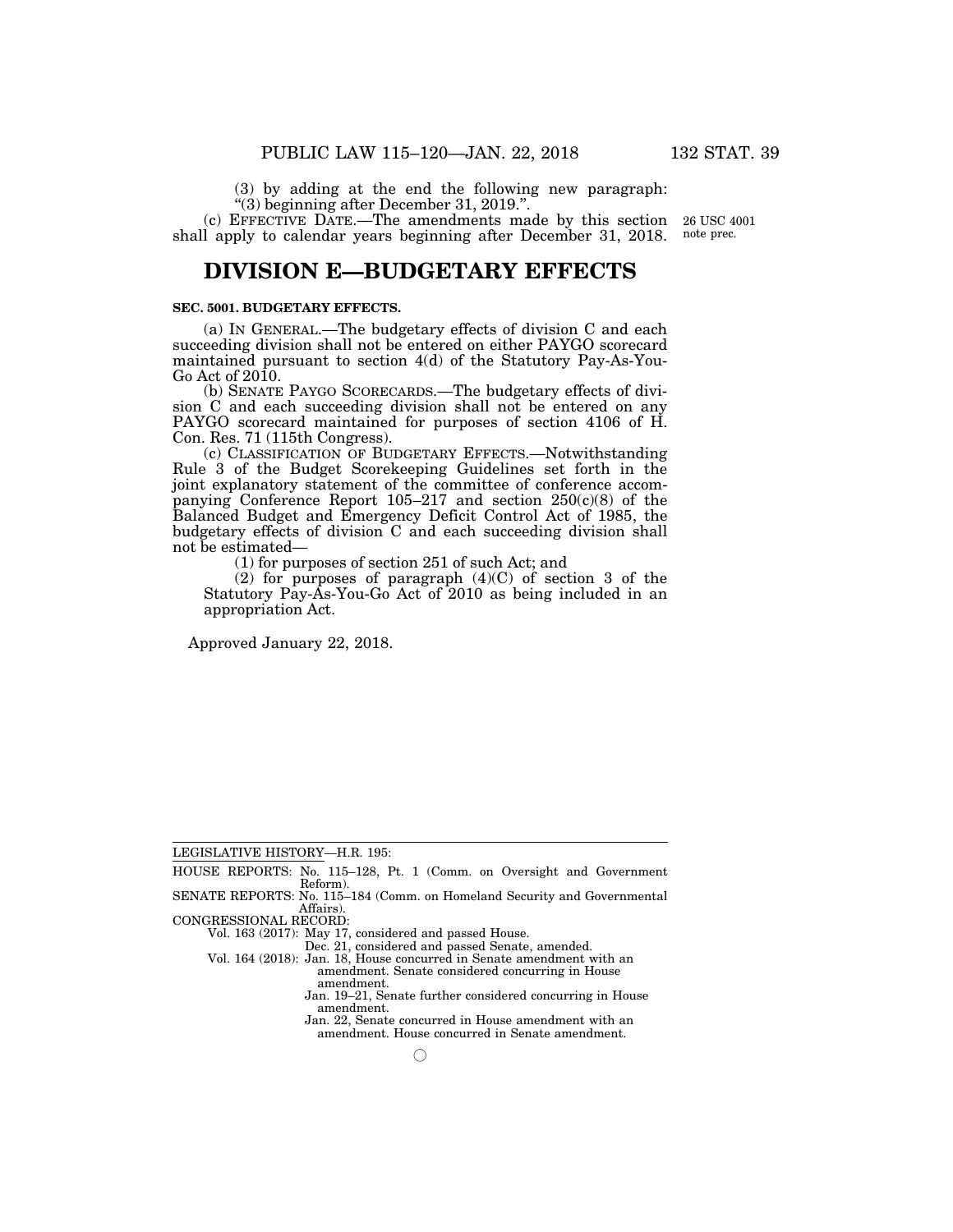(3) by adding at the end the following new paragraph: "(3) beginning after December 31, 2019.".

(c) EFFECTIVE DATE.—The amendments made by this section shall apply to calendar years beginning after December 31, 2018.

26 USC 4001 note prec.

# DIVISION E—BUDGETARY EFFECTS

**SEC. 5001. BUDGETARY EFFECTS.**

(a) IN GENERAL.—The budgetary effects of division C and each succeeding division shall not be entered on either PAYGO scorecard maintained pursuant to section 4(d) of the Statutory Pay-As-You-Go Act of 2010.

(b) SENATE PAYGO SCORECARDS.—The budgetary effects of division C and each succeeding division shall not be entered on any PAYGO scorecard maintained for purposes of section 4106 of H. Con. Res. 71 (115th Congress).

(c) CLASSIFICATION OF BUDGETARY EFFECTS.—Notwithstanding Rule 3 of the Budget Scorekeeping Guidelines set forth in the joint explanatory statement of the committee of conference accompanying Conference Report 105–217 and section 250(c)(8) of the Balanced Budget and Emergency Deficit Control Act of 1985, the budgetary effects of division C and each succeeding division shall not be estimated—

(1) for purposes of section 251 of such Act; and

(2) for purposes of paragraph (4)(C) of section 3 of the Statutory Pay-As-You-Go Act of 2010 as being included in an appropriation Act.

Approved January 22, 2018.

---

LEGISLATIVE HISTORY—H.R. 195:

HOUSE REPORTS: No. 115–128, Pt. 1 (Comm. on Oversight and Government Reform).

SENATE REPORTS: No. 115–184 (Comm. on Homeland Security and Governmental Affairs).

CONGRESSIONAL RECORD:

Vol. 163 (2017): May 17, considered and passed House.
Dec. 21, considered and passed Senate, amended.

Vol. 164 (2018): Jan. 18, House concurred in Senate amendment with an amendment. Senate considered concurring in House amendment.
Jan. 19–21, Senate further considered concurring in House amendment.
Jan. 22, Senate concurred in House amendment with an amendment. House concurred in Senate amendment.

○